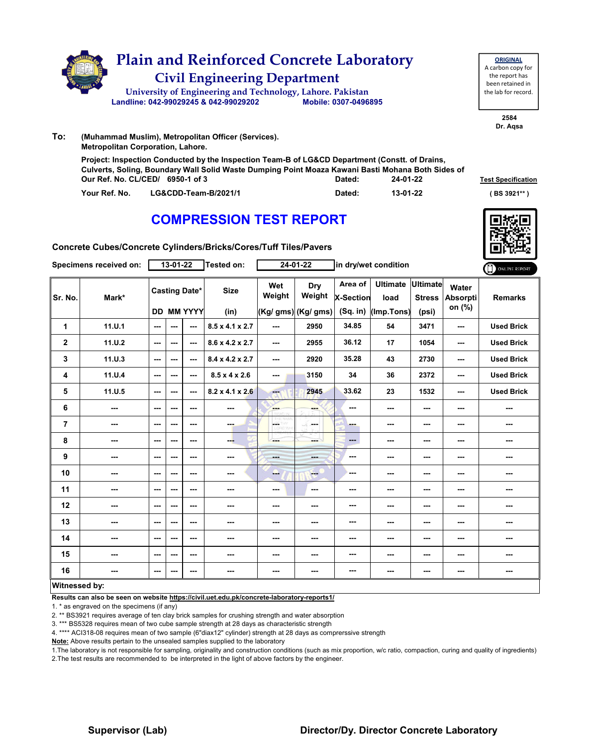# Plain and Reinforced Concrete Laboratory

## Civil Engineering Department

University of Engineering and Technology, Lahore. Pakistan

Landline: 042-99029245 & 042-99029202 Mobile: 0307-0496895

**ORIGINAL**
A carbon copy for the report has been retained in the lab for record.

2584
Dr. Aqsa

**To:** (Muhammad Muslim), Metropolitan Officer (Services).
Metropolitan Corporation, Lahore.

Project: Inspection Conducted by the Inspection Team-B of LG&CD Department (Constt. of Drains, Culverts, Soling, Boundary Wall Solid Waste Dumping Point Moaza Kawani Basti Mohana Both Sides of

Our Ref. No. CL/CED/ 6950-1 of 3 Dated: 24-01-22

Your Ref. No. LG&CDD-Team-B/2021/1 Dated: 13-01-22

**Test Specification**
( BS 3921** )

# COMPRESSION TEST REPORT

**Concrete Cubes/Concrete Cylinders/Bricks/Cores/Tuff Tiles/Pavers**

Specimens received on: 13-01-22 Tested on: 24-01-22 in dry/wet condition

| Sr. No. | Mark* | Casting Date* | | | Size | Wet Weight | Dry Weight | Area of X-Section | Ultimate load | Ultimate Stress | Water Absorption (%) | Remarks |
|---|---|---|---|---|---|---|---|---|---|---|---|---|
| | | DD | MM | YYYY | (in) | (Kg/ gms) | (Kg/ gms) | (Sq. in) | (Imp.Tons) | (psi) | | |
| 1 | 11.U.1 | --- | --- | --- | 8.5 x 4.1 x 2.7 | --- | 2950 | 34.85 | 54 | 3471 | --- | Used Brick |
| 2 | 11.U.2 | --- | --- | --- | 8.6 x 4.2 x 2.7 | --- | 2955 | 36.12 | 17 | 1054 | --- | Used Brick |
| 3 | 11.U.3 | --- | --- | --- | 8.4 x 4.2 x 2.7 | --- | 2920 | 35.28 | 43 | 2730 | --- | Used Brick |
| 4 | 11.U.4 | --- | --- | --- | 8.5 x 4 x 2.6 | --- | 3150 | 34 | 36 | 2372 | --- | Used Brick |
| 5 | 11.U.5 | --- | --- | --- | 8.2 x 4.1 x 2.6 | --- | 2945 | 33.62 | 23 | 1532 | --- | Used Brick |
| 6 | --- | --- | --- | --- | --- | --- | --- | --- | --- | --- | --- | --- |
| 7 | --- | --- | --- | --- | --- | --- | --- | --- | --- | --- | --- | --- |
| 8 | --- | --- | --- | --- | --- | --- | --- | --- | --- | --- | --- | --- |
| 9 | --- | --- | --- | --- | --- | --- | --- | --- | --- | --- | --- | --- |
| 10 | --- | --- | --- | --- | --- | --- | --- | --- | --- | --- | --- | --- |
| 11 | --- | --- | --- | --- | --- | --- | --- | --- | --- | --- | --- | --- |
| 12 | --- | --- | --- | --- | --- | --- | --- | --- | --- | --- | --- | --- |
| 13 | --- | --- | --- | --- | --- | --- | --- | --- | --- | --- | --- | --- |
| 14 | --- | --- | --- | --- | --- | --- | --- | --- | --- | --- | --- | --- |
| 15 | --- | --- | --- | --- | --- | --- | --- | --- | --- | --- | --- | --- |
| 16 | --- | --- | --- | --- | --- | --- | --- | --- | --- | --- | --- | --- |

**Witnessed by:**

**Results can also be seen on website https://civil.uet.edu.pk/concrete-laboratory-reports1/**

1. * as engraved on the specimens (if any)
2. ** BS3921 requires average of ten clay brick samples for crushing strength and water absorption
3. *** BS5328 requires mean of two cube sample strength at 28 days as characteristic strength
4. **** ACI318-08 requires mean of two sample (6"diax12" cylinder) strength at 28 days as comprerssive strength

**Note:** Above results pertain to the unsealed samples supplied to the laboratory

1.The laboratory is not responsible for sampling, originality and construction conditions (such as mix proportion, w/c ratio, compaction, curing and quality of ingredients)
2.The test results are recommended to be interpreted in the light of above factors by the engineer.

**Supervisor (Lab)** **Director/Dy. Director Concrete Laboratory**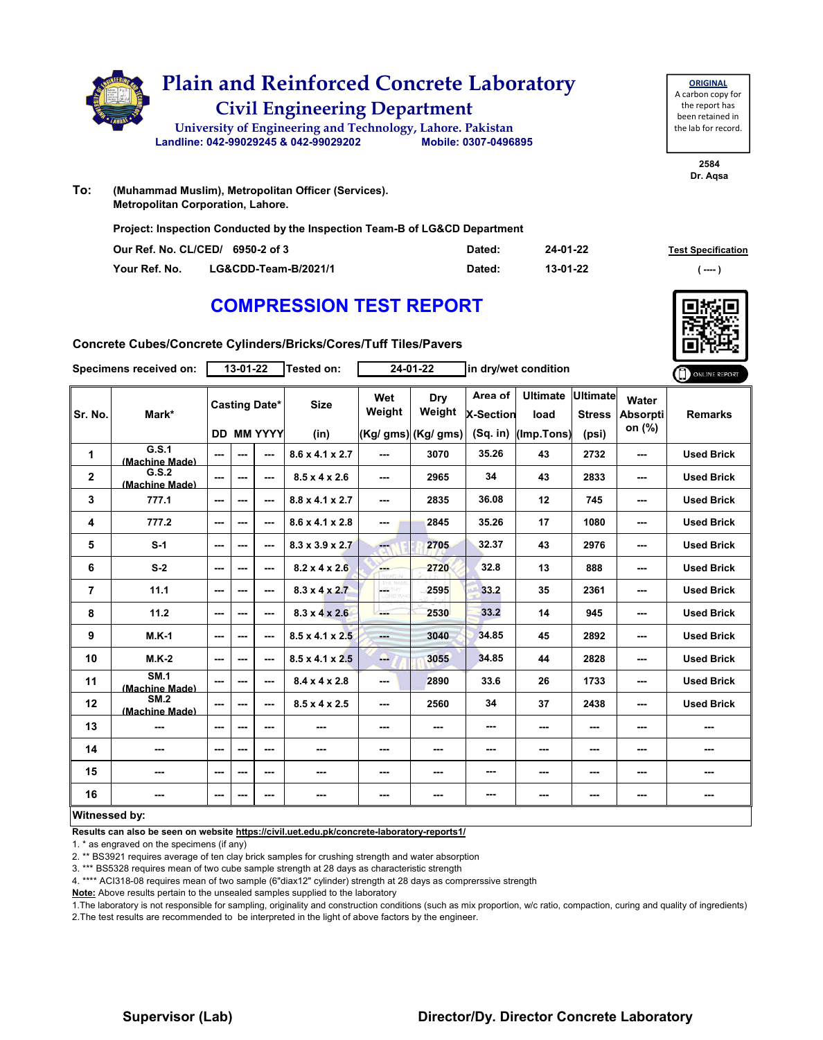# Plain and Reinforced Concrete Laboratory

## Civil Engineering Department

University of Engineering and Technology, Lahore. Pakistan

Landline: 042-99029245 & 042-99029202 Mobile: 0307-0496895

**ORIGINAL**
A carbon copy for the report has been retained in the lab for record.

2584
Dr. Aqsa

**To:** (Muhammad Muslim), Metropolitan Officer (Services).
Metropolitan Corporation, Lahore.

**Project:** Inspection Conducted by the Inspection Team-B of LG&CD Department

| | | | | |
|---|---|---|---|---|
| Our Ref. No. CL/CED/ | 6950-2 of 3 | Dated: | 24-01-22 | Test Specification |
| Your Ref. No. | LG&CDD-Team-B/2021/1 | Dated: | 13-01-22 | ( ---- ) |

# COMPRESSION TEST REPORT

**Concrete Cubes/Concrete Cylinders/Bricks/Cores/Tuff Tiles/Pavers**

Specimens received on: 13-01-22 Tested on: 24-01-22 in dry/wet condition

| Sr. No. | Mark* | Casting Date* | | | Size | Wet Weight | Dry Weight | Area of X-Section | Ultimate load | Ultimate Stress | Water Absorption (%) | Remarks |
|---|---|---|---|---|---|---|---|---|---|---|---|---|
| | | DD | MM | YYYY | (in) | (Kg/ gms) | (Kg/ gms) | (Sq. in) | (Imp.Tons) | (psi) | | |
| 1 | G.S.1 (Machine Made) | --- | --- | --- | 8.6 x 4.1 x 2.7 | --- | 3070 | 35.26 | 43 | 2732 | --- | Used Brick |
| 2 | G.S.2 (Machine Made) | --- | --- | --- | 8.5 x 4 x 2.6 | --- | 2965 | 34 | 43 | 2833 | --- | Used Brick |
| 3 | 777.1 | --- | --- | --- | 8.8 x 4.1 x 2.7 | --- | 2835 | 36.08 | 12 | 745 | --- | Used Brick |
| 4 | 777.2 | --- | --- | --- | 8.6 x 4.1 x 2.8 | --- | 2845 | 35.26 | 17 | 1080 | --- | Used Brick |
| 5 | S-1 | --- | --- | --- | 8.3 x 3.9 x 2.7 | --- | 2705 | 32.37 | 43 | 2976 | --- | Used Brick |
| 6 | S-2 | --- | --- | --- | 8.2 x 4 x 2.6 | --- | 2720 | 32.8 | 13 | 888 | --- | Used Brick |
| 7 | 11.1 | --- | --- | --- | 8.3 x 4 x 2.7 | --- | 2595 | 33.2 | 35 | 2361 | --- | Used Brick |
| 8 | 11.2 | --- | --- | --- | 8.3 x 4 x 2.6 | --- | 2530 | 33.2 | 14 | 945 | --- | Used Brick |
| 9 | M.K-1 | --- | --- | --- | 8.5 x 4.1 x 2.5 | --- | 3040 | 34.85 | 45 | 2892 | --- | Used Brick |
| 10 | M.K-2 | --- | --- | --- | 8.5 x 4.1 x 2.5 | --- | 3055 | 34.85 | 44 | 2828 | --- | Used Brick |
| 11 | SM.1 (Machine Made) | --- | --- | --- | 8.4 x 4 x 2.8 | --- | 2890 | 33.6 | 26 | 1733 | --- | Used Brick |
| 12 | SM.2 (Machine Made) | --- | --- | --- | 8.5 x 4 x 2.5 | --- | 2560 | 34 | 37 | 2438 | --- | Used Brick |
| 13 | --- | --- | --- | --- | --- | --- | --- | --- | --- | --- | --- | --- |
| 14 | --- | --- | --- | --- | --- | --- | --- | --- | --- | --- | --- | --- |
| 15 | --- | --- | --- | --- | --- | --- | --- | --- | --- | --- | --- | --- |
| 16 | --- | --- | --- | --- | --- | --- | --- | --- | --- | --- | --- | --- |

**Witnessed by:**

**Results can also be seen on website https://civil.uet.edu.pk/concrete-laboratory-reports1/**

1. * as engraved on the specimens (if any)
2. ** BS3921 requires average of ten clay brick samples for crushing strength and water absorption
3. *** BS5328 requires mean of two cube sample strength at 28 days as characteristic strength
4. **** ACI318-08 requires mean of two sample (6"diax12" cylinder) strength at 28 days as comprerssive strength

**Note:** Above results pertain to the unsealed samples supplied to the laboratory

1.The laboratory is not responsible for sampling, originality and construction conditions (such as mix proportion, w/c ratio, compaction, curing and quality of ingredients)
2.The test results are recommended to be interpreted in the light of above factors by the engineer.

**Supervisor (Lab)** **Director/Dy. Director Concrete Laboratory**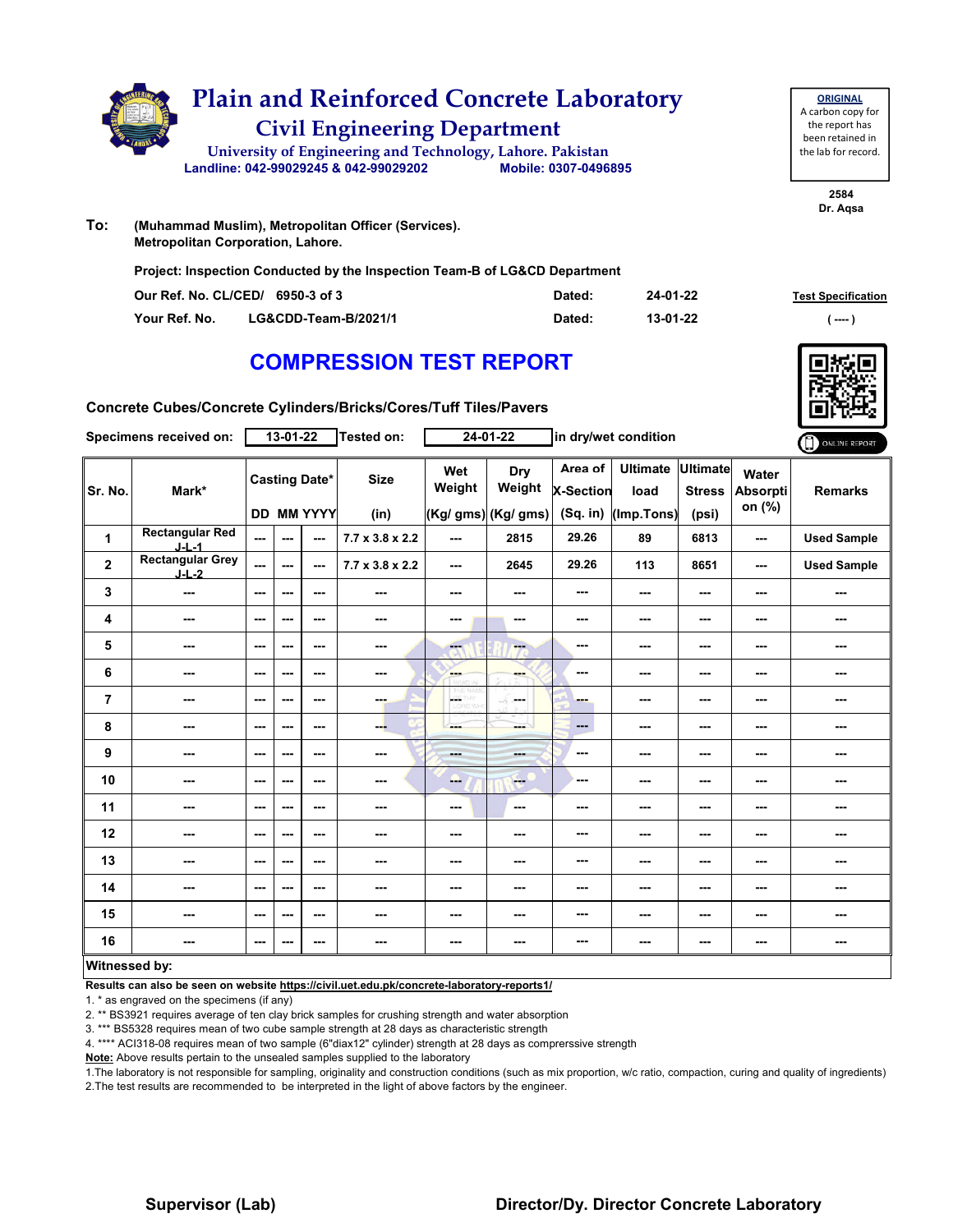# Plain and Reinforced Concrete Laboratory

## Civil Engineering Department

University of Engineering and Technology, Lahore. Pakistan

Landline: 042-99029245 & 042-99029202 Mobile: 0307-0496895

**ORIGINAL**
A carbon copy for the report has been retained in the lab for record.

2584
Dr. Aqsa

**To:** (Muhammad Muslim), Metropolitan Officer (Services).
Metropolitan Corporation, Lahore.

**Project: Inspection Conducted by the Inspection Team-B of LG&CD Department**

**Our Ref. No. CL/CED/ 6950-3 of 3** Dated: 24-01-22

**Your Ref. No. LG&CDD-Team-B/2021/1** Dated: 13-01-22

**Test Specification**
( ---- )

# COMPRESSION TEST REPORT

**Concrete Cubes/Concrete Cylinders/Bricks/Cores/Tuff Tiles/Pavers**

**Specimens received on:** 13-01-22 **Tested on:** 24-01-22 in dry/wet condition

ONLINE REPORT

| Sr. No. | Mark* | Casting Date* | | | Size | Wet Weight | Dry Weight | Area of X-Section | Ultimate load | Ultimate Stress | Water Absorption (%) | Remarks |
|---|---|---|---|---|---|---|---|---|---|---|---|---|
| | | DD | MM | YYYY | (in) | (Kg/ gms) | (Kg/ gms) | (Sq. in) | (Imp.Tons) | (psi) | | |
| 1 | Rectangular Red J-L-1 | --- | --- | --- | 7.7 x 3.8 x 2.2 | --- | 2815 | 29.26 | 89 | 6813 | --- | Used Sample |
| 2 | Rectangular Grey J-L-2 | --- | --- | --- | 7.7 x 3.8 x 2.2 | --- | 2645 | 29.26 | 113 | 8651 | --- | Used Sample |
| 3 | --- | --- | --- | --- | --- | --- | --- | --- | --- | --- | --- | --- |
| 4 | --- | --- | --- | --- | --- | --- | --- | --- | --- | --- | --- | --- |
| 5 | --- | --- | --- | --- | --- | --- | --- | --- | --- | --- | --- | --- |
| 6 | --- | --- | --- | --- | --- | --- | --- | --- | --- | --- | --- | --- |
| 7 | --- | --- | --- | --- | --- | --- | --- | --- | --- | --- | --- | --- |
| 8 | --- | --- | --- | --- | --- | --- | --- | --- | --- | --- | --- | --- |
| 9 | --- | --- | --- | --- | --- | --- | --- | --- | --- | --- | --- | --- |
| 10 | --- | --- | --- | --- | --- | --- | --- | --- | --- | --- | --- | --- |
| 11 | --- | --- | --- | --- | --- | --- | --- | --- | --- | --- | --- | --- |
| 12 | --- | --- | --- | --- | --- | --- | --- | --- | --- | --- | --- | --- |
| 13 | --- | --- | --- | --- | --- | --- | --- | --- | --- | --- | --- | --- |
| 14 | --- | --- | --- | --- | --- | --- | --- | --- | --- | --- | --- | --- |
| 15 | --- | --- | --- | --- | --- | --- | --- | --- | --- | --- | --- | --- |
| 16 | --- | --- | --- | --- | --- | --- | --- | --- | --- | --- | --- | --- |

**Witnessed by:**

**Results can also be seen on website https://civil.uet.edu.pk/concrete-laboratory-reports1/**

1. * as engraved on the specimens (if any)
2. ** BS3921 requires average of ten clay brick samples for crushing strength and water absorption
3. *** BS5328 requires mean of two cube sample strength at 28 days as characteristic strength
4. **** ACI318-08 requires mean of two sample (6"diax12" cylinder) strength at 28 days as comprerssive strength

**Note:** Above results pertain to the unsealed samples supplied to the laboratory

1.The laboratory is not responsible for sampling, originality and construction conditions (such as mix proportion, w/c ratio, compaction, curing and quality of ingredients)
2.The test results are recommended to be interpreted in the light of above factors by the engineer.

**Supervisor (Lab)** **Director/Dy. Director Concrete Laboratory**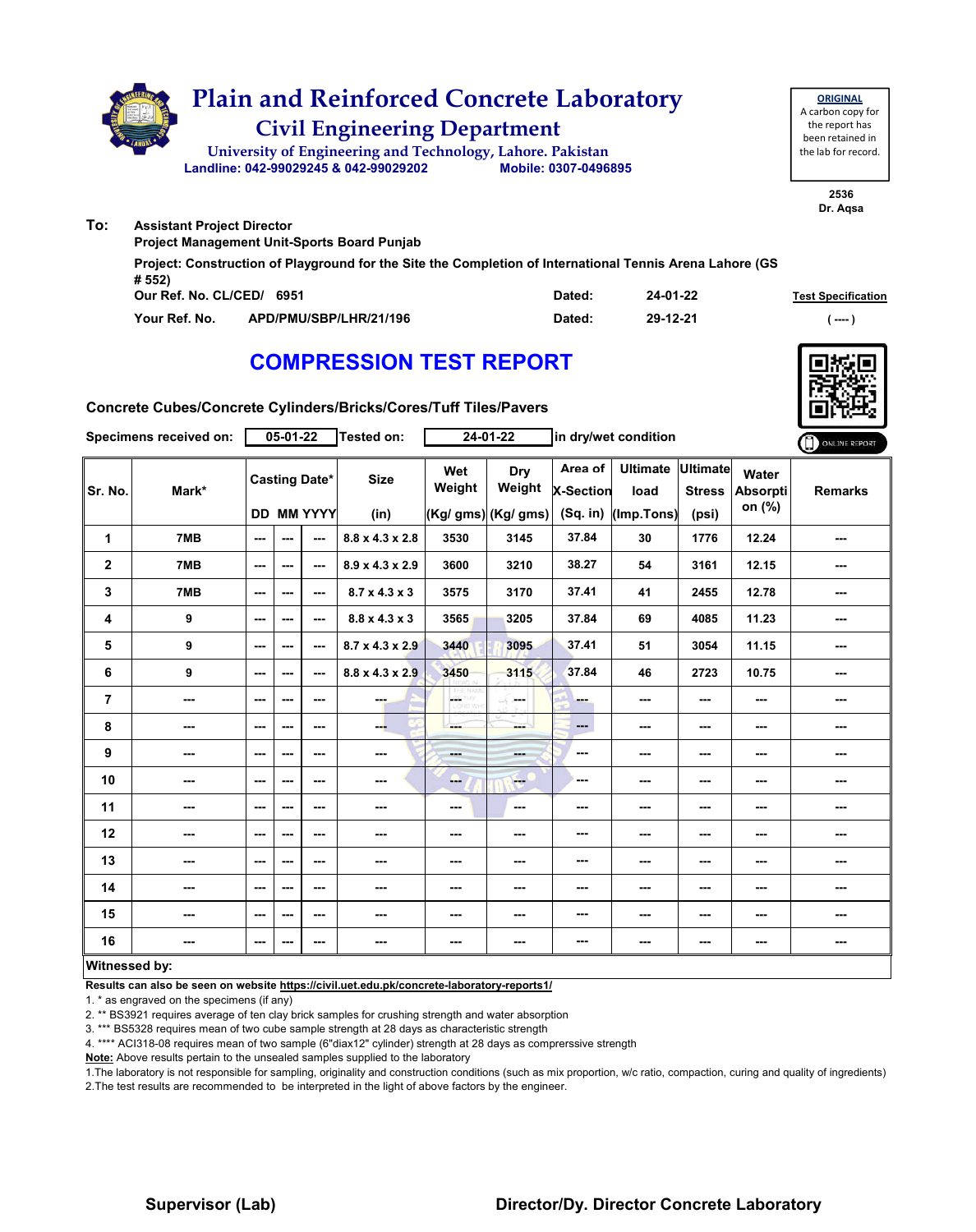# Plain and Reinforced Concrete Laboratory

## Civil Engineering Department

University of Engineering and Technology, Lahore. Pakistan

Landline: 042-99029245 & 042-99029202    Mobile: 0307-0496895

**ORIGINAL**
A carbon copy for the report has been retained in the lab for record.

2536
Dr. Aqsa

**To:** Assistant Project Director
Project Management Unit-Sports Board Punjab

Project: Construction of Playground for the Site the Completion of International Tennis Arena Lahore (GS # 552)

Our Ref. No. CL/CED/ 6951    Dated: 24-01-22    **Test Specification**

Your Ref. No. APD/PMU/SBP/LHR/21/196    Dated: 29-12-21    ( ---- )

## COMPRESSION TEST REPORT

**Concrete Cubes/Concrete Cylinders/Bricks/Cores/Tuff Tiles/Pavers**

Specimens received on: 05-01-22    Tested on: 24-01-22    in dry/wet condition

| Sr. No. | Mark* | Casting Date* | | | Size | Wet Weight | Dry Weight | Area of X-Section | Ultimate load | Ultimate Stress | Water Absorption (%) | Remarks |
|---|---|---|---|---|---|---|---|---|---|---|---|---|
| | | DD | MM | YYYY | (in) | (Kg/ gms) | (Kg/ gms) | (Sq. in) | (Imp.Tons) | (psi) | | |
| 1 | 7MB | --- | --- | --- | 8.8 x 4.3 x 2.8 | 3530 | 3145 | 37.84 | 30 | 1776 | 12.24 | --- |
| 2 | 7MB | --- | --- | --- | 8.9 x 4.3 x 2.9 | 3600 | 3210 | 38.27 | 54 | 3161 | 12.15 | --- |
| 3 | 7MB | --- | --- | --- | 8.7 x 4.3 x 3 | 3575 | 3170 | 37.41 | 41 | 2455 | 12.78 | --- |
| 4 | 9 | --- | --- | --- | 8.8 x 4.3 x 3 | 3565 | 3205 | 37.84 | 69 | 4085 | 11.23 | --- |
| 5 | 9 | --- | --- | --- | 8.7 x 4.3 x 2.9 | 3440 | 3095 | 37.41 | 51 | 3054 | 11.15 | --- |
| 6 | 9 | --- | --- | --- | 8.8 x 4.3 x 2.9 | 3450 | 3115 | 37.84 | 46 | 2723 | 10.75 | --- |
| 7 | --- | --- | --- | --- | --- | --- | --- | --- | --- | --- | --- | --- |
| 8 | --- | --- | --- | --- | --- | --- | --- | --- | --- | --- | --- | --- |
| 9 | --- | --- | --- | --- | --- | --- | --- | --- | --- | --- | --- | --- |
| 10 | --- | --- | --- | --- | --- | --- | --- | --- | --- | --- | --- | --- |
| 11 | --- | --- | --- | --- | --- | --- | --- | --- | --- | --- | --- | --- |
| 12 | --- | --- | --- | --- | --- | --- | --- | --- | --- | --- | --- | --- |
| 13 | --- | --- | --- | --- | --- | --- | --- | --- | --- | --- | --- | --- |
| 14 | --- | --- | --- | --- | --- | --- | --- | --- | --- | --- | --- | --- |
| 15 | --- | --- | --- | --- | --- | --- | --- | --- | --- | --- | --- | --- |
| 16 | --- | --- | --- | --- | --- | --- | --- | --- | --- | --- | --- | --- |

**Witnessed by:**

**Results can also be seen on website https://civil.uet.edu.pk/concrete-laboratory-reports1/**

1. * as engraved on the specimens (if any)
2. ** BS3921 requires average of ten clay brick samples for crushing strength and water absorption
3. *** BS5328 requires mean of two cube sample strength at 28 days as characteristic strength
4. **** ACI318-08 requires mean of two sample (6"diax12" cylinder) strength at 28 days as comprerssive strength

**Note:** Above results pertain to the unsealed samples supplied to the laboratory

1.The laboratory is not responsible for sampling, originality and construction conditions (such as mix proportion, w/c ratio, compaction, curing and quality of ingredients)
2.The test results are recommended to be interpreted in the light of above factors by the engineer.

**Supervisor (Lab)**    **Director/Dy. Director Concrete Laboratory**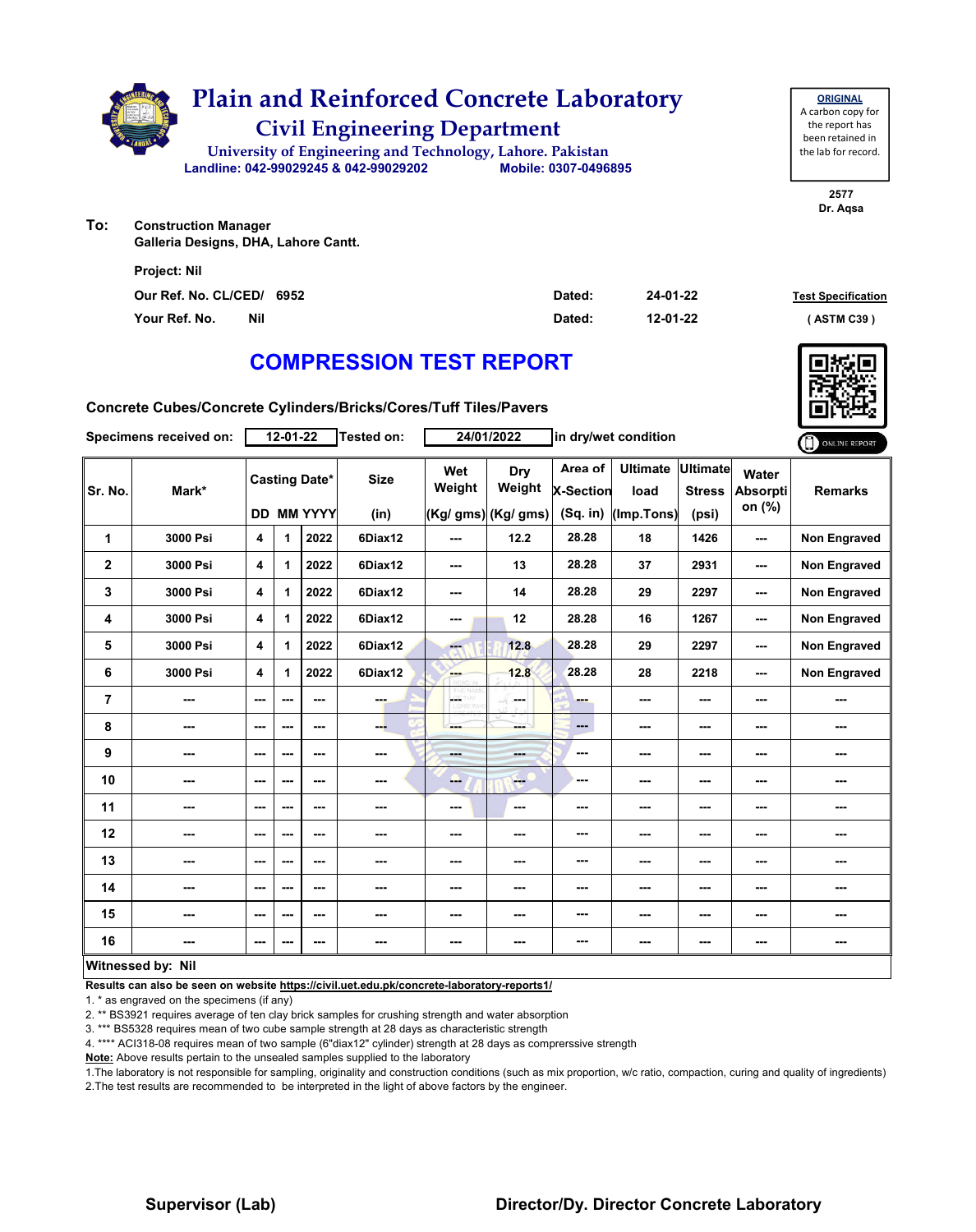# Plain and Reinforced Concrete Laboratory

## Civil Engineering Department

University of Engineering and Technology, Lahore. Pakistan

Landline: 042-99029245 & 042-99029202 Mobile: 0307-0496895

**ORIGINAL**
A carbon copy for the report has been retained in the lab for record.

2577
Dr. Aqsa

**To:** Construction Manager
Galleria Designs, DHA, Lahore Cantt.

Project: Nil

Our Ref. No. CL/CED/ 6952 Dated: 24-01-22

Your Ref. No. Nil Dated: 12-01-22

Test Specification
( ASTM C39 )

## COMPRESSION TEST REPORT

Concrete Cubes/Concrete Cylinders/Bricks/Cores/Tuff Tiles/Pavers

Specimens received on: 12-01-22 Tested on: 24/01/2022 in dry/wet condition

| Sr. No. | Mark* | Casting Date* | | | Size | Wet Weight | Dry Weight | Area of X-Section | Ultimate load | Ultimate Stress | Water Absorption (%) | Remarks |
|---|---|---|---|---|---|---|---|---|---|---|---|---|
| | | DD | MM | YYYY | (in) | (Kg/ gms) | (Kg/ gms) | (Sq. in) | (Imp.Tons) | (psi) | | |
| 1 | 3000 Psi | 4 | 1 | 2022 | 6Diax12 | --- | 12.2 | 28.28 | 18 | 1426 | --- | Non Engraved |
| 2 | 3000 Psi | 4 | 1 | 2022 | 6Diax12 | --- | 13 | 28.28 | 37 | 2931 | --- | Non Engraved |
| 3 | 3000 Psi | 4 | 1 | 2022 | 6Diax12 | --- | 14 | 28.28 | 29 | 2297 | --- | Non Engraved |
| 4 | 3000 Psi | 4 | 1 | 2022 | 6Diax12 | --- | 12 | 28.28 | 16 | 1267 | --- | Non Engraved |
| 5 | 3000 Psi | 4 | 1 | 2022 | 6Diax12 | --- | 12.8 | 28.28 | 29 | 2297 | --- | Non Engraved |
| 6 | 3000 Psi | 4 | 1 | 2022 | 6Diax12 | --- | 12.8 | 28.28 | 28 | 2218 | --- | Non Engraved |
| 7 | --- | --- | --- | --- | --- | --- | --- | --- | --- | --- | --- | --- |
| 8 | --- | --- | --- | --- | --- | --- | --- | --- | --- | --- | --- | --- |
| 9 | --- | --- | --- | --- | --- | --- | --- | --- | --- | --- | --- | --- |
| 10 | --- | --- | --- | --- | --- | --- | --- | --- | --- | --- | --- | --- |
| 11 | --- | --- | --- | --- | --- | --- | --- | --- | --- | --- | --- | --- |
| 12 | --- | --- | --- | --- | --- | --- | --- | --- | --- | --- | --- | --- |
| 13 | --- | --- | --- | --- | --- | --- | --- | --- | --- | --- | --- | --- |
| 14 | --- | --- | --- | --- | --- | --- | --- | --- | --- | --- | --- | --- |
| 15 | --- | --- | --- | --- | --- | --- | --- | --- | --- | --- | --- | --- |
| 16 | --- | --- | --- | --- | --- | --- | --- | --- | --- | --- | --- | --- |

**Witnessed by: Nil**

**Results can also be seen on website https://civil.uet.edu.pk/concrete-laboratory-reports1/**

1. * as engraved on the specimens (if any)
2. ** BS3921 requires average of ten clay brick samples for crushing strength and water absorption
3. *** BS5328 requires mean of two cube sample strength at 28 days as characteristic strength
4. **** ACI318-08 requires mean of two sample (6"diax12" cylinder) strength at 28 days as comprerssive strength

**Note:** Above results pertain to the unsealed samples supplied to the laboratory

1.The laboratory is not responsible for sampling, originality and construction conditions (such as mix proportion, w/c ratio, compaction, curing and quality of ingredients)
2.The test results are recommended to be interpreted in the light of above factors by the engineer.

**Supervisor (Lab)** **Director/Dy. Director Concrete Laboratory**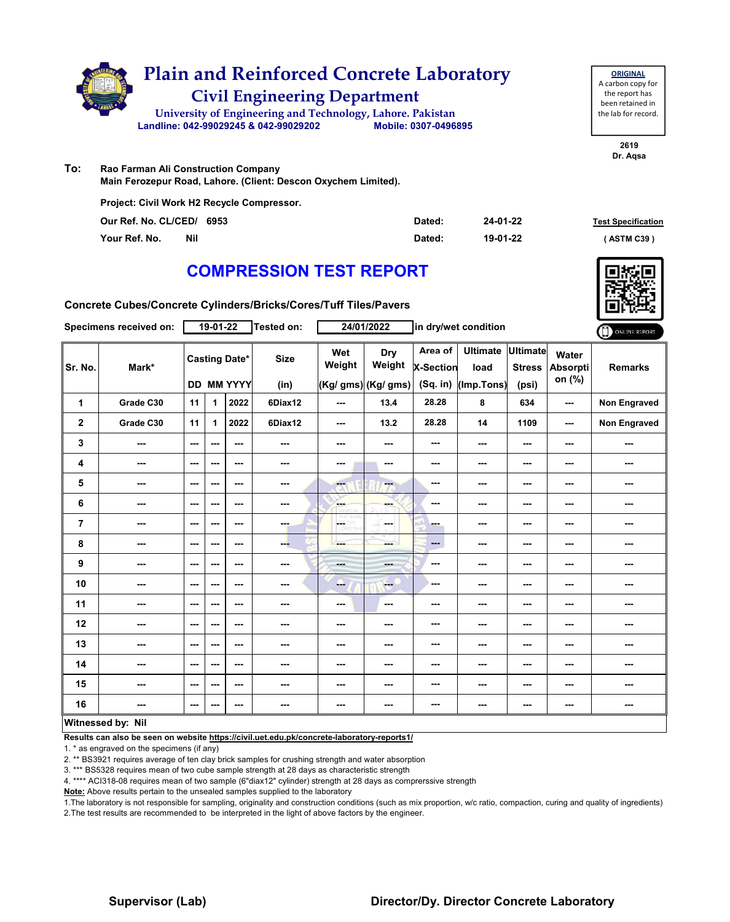# Plain and Reinforced Concrete Laboratory

## Civil Engineering Department

University of Engineering and Technology, Lahore. Pakistan

Landline: 042-99029245 & 042-99029202 Mobile: 0307-0496895

**ORIGINAL**
A carbon copy for the report has been retained in the lab for record.

2619
Dr. Aqsa

**To:** Rao Farman Ali Construction Company
Main Ferozepur Road, Lahore. (Client: Descon Oxychem Limited).

Project: Civil Work H2 Recycle Compressor.

| | | | |
|---|---|---|---|
| Our Ref. No. CL/CED/ 6953 | Dated: | 24-01-22 | Test Specification |
| Your Ref. No. Nil | Dated: | 19-01-22 | ( ASTM C39 ) |

# COMPRESSION TEST REPORT

Concrete Cubes/Concrete Cylinders/Bricks/Cores/Tuff Tiles/Pavers

Specimens received on: 19-01-22 Tested on: 24/01/2022 in dry/wet condition

ONLINE REPORT

| Sr. No. | Mark* | Casting Date* DD | MM | YYYY | Size (in) | Wet Weight (Kg/ gms) | Dry Weight (Kg/ gms) | Area of X-Section (Sq. in) | Ultimate load (Imp.Tons) | Ultimate Stress (psi) | Water Absorption (%) | Remarks |
|---|---|---|---|---|---|---|---|---|---|---|---|---|
| 1 | Grade C30 | 11 | 1 | 2022 | 6Diax12 | --- | 13.4 | 28.28 | 8 | 634 | --- | Non Engraved |
| 2 | Grade C30 | 11 | 1 | 2022 | 6Diax12 | --- | 13.2 | 28.28 | 14 | 1109 | --- | Non Engraved |
| 3 | --- | --- | --- | --- | --- | --- | --- | --- | --- | --- | --- | --- |
| 4 | --- | --- | --- | --- | --- | --- | --- | --- | --- | --- | --- | --- |
| 5 | --- | --- | --- | --- | --- | --- | --- | --- | --- | --- | --- | --- |
| 6 | --- | --- | --- | --- | --- | --- | --- | --- | --- | --- | --- | --- |
| 7 | --- | --- | --- | --- | --- | --- | --- | --- | --- | --- | --- | --- |
| 8 | --- | --- | --- | --- | --- | --- | --- | --- | --- | --- | --- | --- |
| 9 | --- | --- | --- | --- | --- | --- | --- | --- | --- | --- | --- | --- |
| 10 | --- | --- | --- | --- | --- | --- | --- | --- | --- | --- | --- | --- |
| 11 | --- | --- | --- | --- | --- | --- | --- | --- | --- | --- | --- | --- |
| 12 | --- | --- | --- | --- | --- | --- | --- | --- | --- | --- | --- | --- |
| 13 | --- | --- | --- | --- | --- | --- | --- | --- | --- | --- | --- | --- |
| 14 | --- | --- | --- | --- | --- | --- | --- | --- | --- | --- | --- | --- |
| 15 | --- | --- | --- | --- | --- | --- | --- | --- | --- | --- | --- | --- |
| 16 | --- | --- | --- | --- | --- | --- | --- | --- | --- | --- | --- | --- |

**Witnessed by: Nil**

**Results can also be seen on website https://civil.uet.edu.pk/concrete-laboratory-reports1/**

1. * as engraved on the specimens (if any)
2. ** BS3921 requires average of ten clay brick samples for crushing strength and water absorption
3. *** BS5328 requires mean of two cube sample strength at 28 days as characteristic strength
4. **** ACI318-08 requires mean of two sample (6"diax12" cylinder) strength at 28 days as comprerssive strength

**Note:** Above results pertain to the unsealed samples supplied to the laboratory

1.The laboratory is not responsible for sampling, originality and construction conditions (such as mix proportion, w/c ratio, compaction, curing and quality of ingredients)
2.The test results are recommended to be interpreted in the light of above factors by the engineer.

**Supervisor (Lab)** **Director/Dy. Director Concrete Laboratory**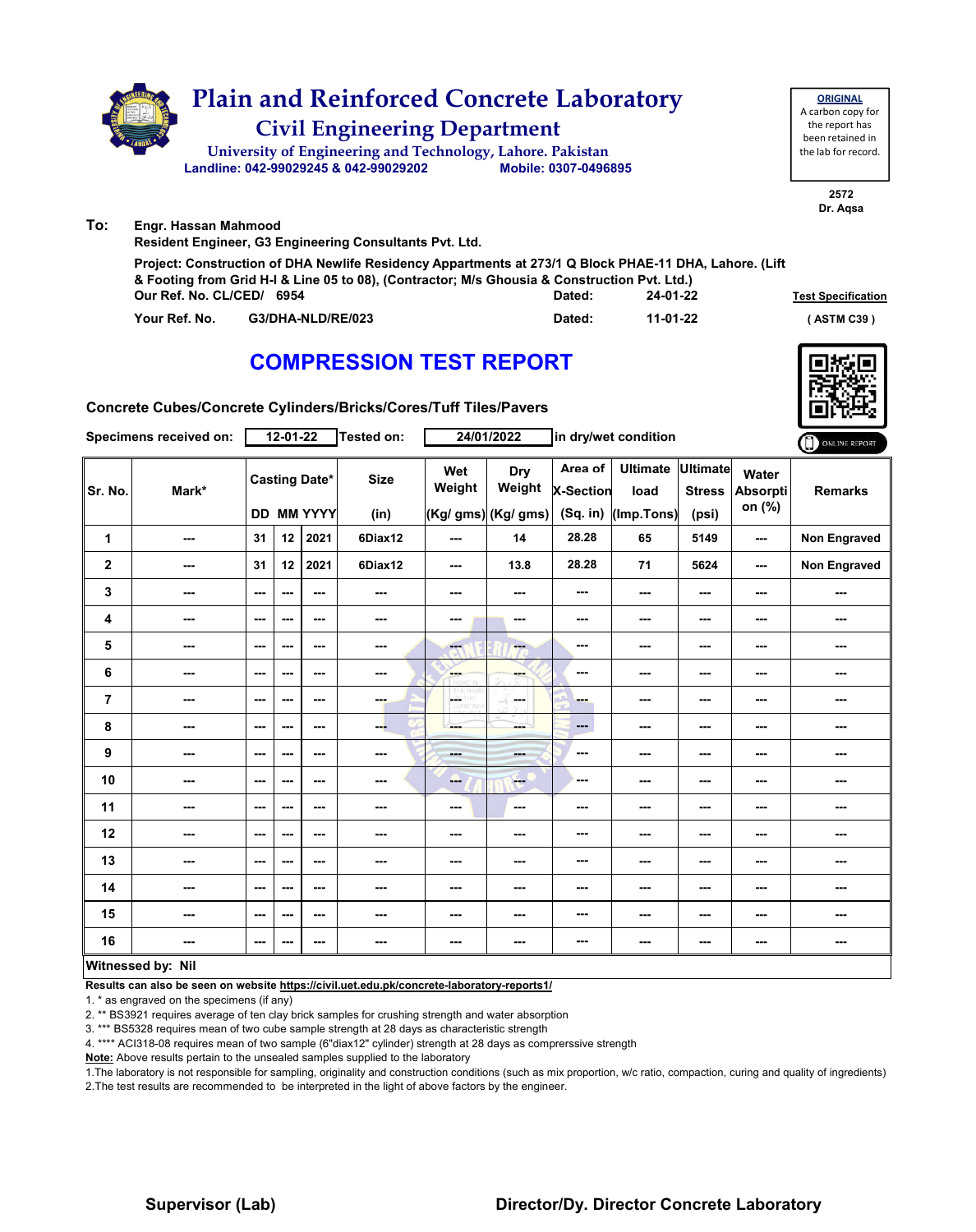# Plain and Reinforced Concrete Laboratory

## Civil Engineering Department

University of Engineering and Technology, Lahore. Pakistan

Landline: 042-99029245 & 042-99029202 Mobile: 0307-0496895

**ORIGINAL**
A carbon copy for the report has been retained in the lab for record.

2572
Dr. Aqsa

**To:** Engr. Hassan Mahmood
Resident Engineer, G3 Engineering Consultants Pvt. Ltd.

Project: Construction of DHA Newlife Residency Appartments at 273/1 Q Block PHAE-11 DHA, Lahore. (Lift & Footing from Grid H-I & Line 05 to 08), (Contractor; M/s Ghousia & Construction Pvt. Ltd.)

Our Ref. No. CL/CED/ 6954 Dated: 24-01-22

Your Ref. No. G3/DHA-NLD/RE/023 Dated: 11-01-22

Test Specification: ( ASTM C39 )

## COMPRESSION TEST REPORT

Concrete Cubes/Concrete Cylinders/Bricks/Cores/Tuff Tiles/Pavers

Specimens received on: 12-01-22 Tested on: 24/01/2022 in dry/wet condition

ONLINE REPORT

| Sr. No. | Mark* | Casting Date* DD | MM | YYYY | Size (in) | Wet Weight (Kg/ gms) | Dry Weight (Kg/ gms) | Area of X-Section (Sq. in) | Ultimate load (Imp.Tons) | Ultimate Stress (psi) | Water Absorption (%) | Remarks |
|---|---|---|---|---|---|---|---|---|---|---|---|---|
| 1 | --- | 31 | 12 | 2021 | 6Diax12 | --- | 14 | 28.28 | 65 | 5149 | --- | Non Engraved |
| 2 | --- | 31 | 12 | 2021 | 6Diax12 | --- | 13.8 | 28.28 | 71 | 5624 | --- | Non Engraved |
| 3 | --- | --- | --- | --- | --- | --- | --- | --- | --- | --- | --- | --- |
| 4 | --- | --- | --- | --- | --- | --- | --- | --- | --- | --- | --- | --- |
| 5 | --- | --- | --- | --- | --- | --- | --- | --- | --- | --- | --- | --- |
| 6 | --- | --- | --- | --- | --- | --- | --- | --- | --- | --- | --- | --- |
| 7 | --- | --- | --- | --- | --- | --- | --- | --- | --- | --- | --- | --- |
| 8 | --- | --- | --- | --- | --- | --- | --- | --- | --- | --- | --- | --- |
| 9 | --- | --- | --- | --- | --- | --- | --- | --- | --- | --- | --- | --- |
| 10 | --- | --- | --- | --- | --- | --- | --- | --- | --- | --- | --- | --- |
| 11 | --- | --- | --- | --- | --- | --- | --- | --- | --- | --- | --- | --- |
| 12 | --- | --- | --- | --- | --- | --- | --- | --- | --- | --- | --- | --- |
| 13 | --- | --- | --- | --- | --- | --- | --- | --- | --- | --- | --- | --- |
| 14 | --- | --- | --- | --- | --- | --- | --- | --- | --- | --- | --- | --- |
| 15 | --- | --- | --- | --- | --- | --- | --- | --- | --- | --- | --- | --- |
| 16 | --- | --- | --- | --- | --- | --- | --- | --- | --- | --- | --- | --- |

**Witnessed by: Nil**

**Results can also be seen on website https://civil.uet.edu.pk/concrete-laboratory-reports1/**

1. * as engraved on the specimens (if any)
2. ** BS3921 requires average of ten clay brick samples for crushing strength and water absorption
3. *** BS5328 requires mean of two cube sample strength at 28 days as characteristic strength
4. **** ACI318-08 requires mean of two sample (6"diax12" cylinder) strength at 28 days as comprerssive strength

**Note:** Above results pertain to the unsealed samples supplied to the laboratory

1.The laboratory is not responsible for sampling, originality and construction conditions (such as mix proportion, w/c ratio, compaction, curing and quality of ingredients)
2.The test results are recommended to be interpreted in the light of above factors by the engineer.

**Supervisor (Lab)** **Director/Dy. Director Concrete Laboratory**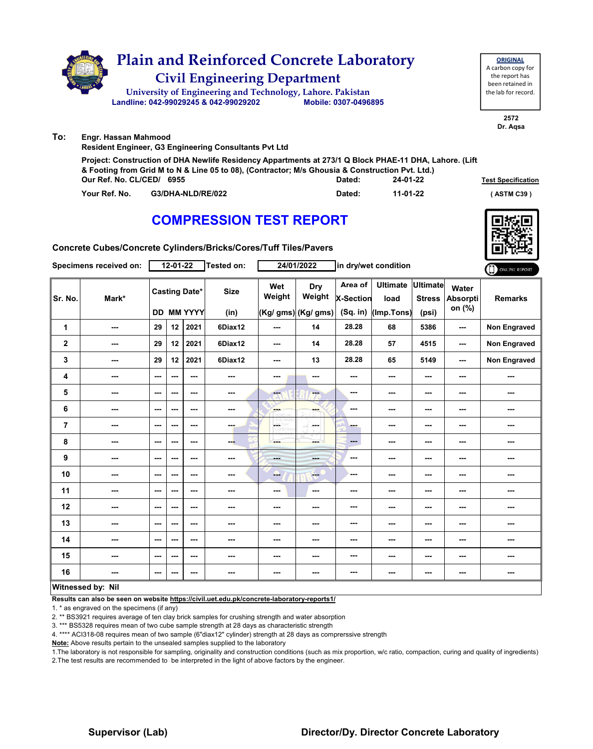# Plain and Reinforced Concrete Laboratory

## Civil Engineering Department

University of Engineering and Technology, Lahore. Pakistan

Landline: 042-99029245 & 042-99029202 Mobile: 0307-0496895

**ORIGINAL**
A carbon copy for the report has been retained in the lab for record.

2572
Dr. Aqsa

**To:** Engr. Hassan Mahmood
Resident Engineer, G3 Engineering Consultants Pvt Ltd

Project: Construction of DHA Newlife Residency Appartments at 273/1 Q Block PHAE-11 DHA, Lahore. (Lift & Footing from Grid M to N & Line 05 to 08), (Contractor; M/s Ghousia & Construction Pvt. Ltd.)

Our Ref. No. CL/CED/ 6955 Dated: 24-01-22

Your Ref. No. G3/DHA-NLD/RE/022 Dated: 11-01-22

Test Specification (ASTM C39)

## COMPRESSION TEST REPORT

Concrete Cubes/Concrete Cylinders/Bricks/Cores/Tuff Tiles/Pavers

Specimens received on: 12-01-22 Tested on: 24/01/2022 in dry/wet condition

ONLINE REPORT

| Sr. No. | Mark* | Casting Date* DD | MM | YYYY | Size (in) | Wet Weight (Kg/ gms) | Dry Weight (Kg/ gms) | Area of X-Section (Sq. in) | Ultimate load (Imp.Tons) | Ultimate Stress (psi) | Water Absorption (%) | Remarks |
|---|---|---|---|---|---|---|---|---|---|---|---|---|
| 1 | --- | 29 | 12 | 2021 | 6Diax12 | --- | 14 | 28.28 | 68 | 5386 | --- | Non Engraved |
| 2 | --- | 29 | 12 | 2021 | 6Diax12 | --- | 14 | 28.28 | 57 | 4515 | --- | Non Engraved |
| 3 | --- | 29 | 12 | 2021 | 6Diax12 | --- | 13 | 28.28 | 65 | 5149 | --- | Non Engraved |
| 4 | --- | --- | --- | --- | --- | --- | --- | --- | --- | --- | --- | --- |
| 5 | --- | --- | --- | --- | --- | --- | --- | --- | --- | --- | --- | --- |
| 6 | --- | --- | --- | --- | --- | --- | --- | --- | --- | --- | --- | --- |
| 7 | --- | --- | --- | --- | --- | --- | --- | --- | --- | --- | --- | --- |
| 8 | --- | --- | --- | --- | --- | --- | --- | --- | --- | --- | --- | --- |
| 9 | --- | --- | --- | --- | --- | --- | --- | --- | --- | --- | --- | --- |
| 10 | --- | --- | --- | --- | --- | --- | --- | --- | --- | --- | --- | --- |
| 11 | --- | --- | --- | --- | --- | --- | --- | --- | --- | --- | --- | --- |
| 12 | --- | --- | --- | --- | --- | --- | --- | --- | --- | --- | --- | --- |
| 13 | --- | --- | --- | --- | --- | --- | --- | --- | --- | --- | --- | --- |
| 14 | --- | --- | --- | --- | --- | --- | --- | --- | --- | --- | --- | --- |
| 15 | --- | --- | --- | --- | --- | --- | --- | --- | --- | --- | --- | --- |
| 16 | --- | --- | --- | --- | --- | --- | --- | --- | --- | --- | --- | --- |

**Witnessed by: Nil**

**Results can also be seen on website https://civil.uet.edu.pk/concrete-laboratory-reports1/**

1. * as engraved on the specimens (if any)
2. ** BS3921 requires average of ten clay brick samples for crushing strength and water absorption
3. *** BS5328 requires mean of two cube sample strength at 28 days as characteristic strength
4. **** ACI318-08 requires mean of two sample (6"diax12" cylinder) strength at 28 days as comprerssive strength

**Note:** Above results pertain to the unsealed samples supplied to the laboratory

1. The laboratory is not responsible for sampling, originality and construction conditions (such as mix proportion, w/c ratio, compaction, curing and quality of ingredients)
2. The test results are recommended to be interpreted in the light of above factors by the engineer.

**Supervisor (Lab)** **Director/Dy. Director Concrete Laboratory**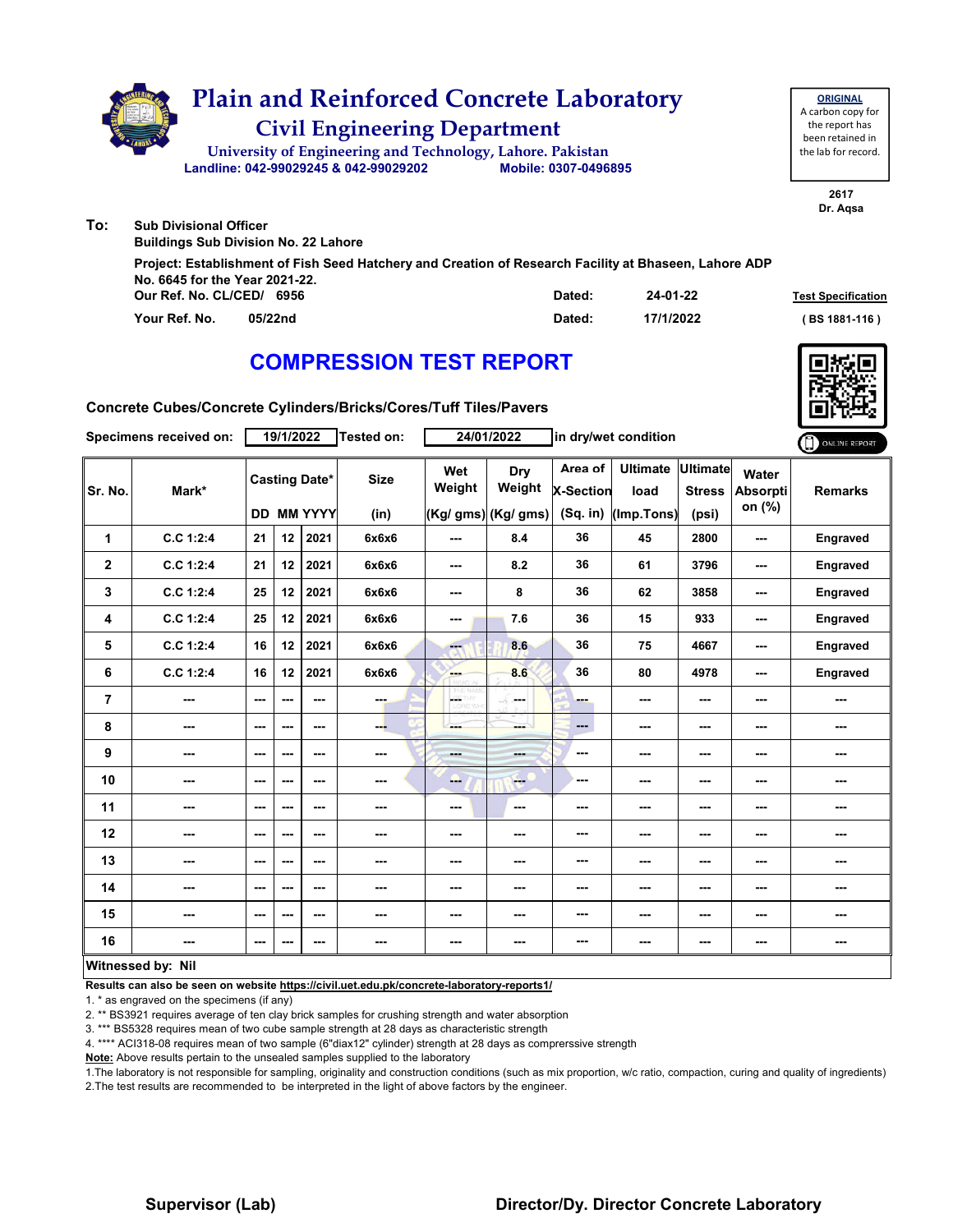# Plain and Reinforced Concrete Laboratory

## Civil Engineering Department

University of Engineering and Technology, Lahore. Pakistan

Landline: 042-99029245 & 042-99029202 Mobile: 0307-0496895

**ORIGINAL**
A carbon copy for the report has been retained in the lab for record.

2617
Dr. Aqsa

**To:** Sub Divisional Officer
Buildings Sub Division No. 22 Lahore

Project: Establishment of Fish Seed Hatchery and Creation of Research Facility at Bhaseen, Lahore ADP No. 6645 for the Year 2021-22.

Our Ref. No. CL/CED/ 6956 Dated: 24-01-22

Your Ref. No. 05/22nd Dated: 17/1/2022

Test Specification ( BS 1881-116 )

# COMPRESSION TEST REPORT

Concrete Cubes/Concrete Cylinders/Bricks/Cores/Tuff Tiles/Pavers

Specimens received on: 19/1/2022 Tested on: 24/01/2022 in dry/wet condition

| Sr. No. | Mark* | Casting Date* DD | MM | YYYY | Size (in) | Wet Weight (Kg/ gms) | Dry Weight (Kg/ gms) | Area of X-Section (Sq. in) | Ultimate load (Imp.Tons) | Ultimate Stress (psi) | Water Absorption (%) | Remarks |
|---|---|---|---|---|---|---|---|---|---|---|---|---|
| 1 | C.C 1:2:4 | 21 | 12 | 2021 | 6x6x6 | --- | 8.4 | 36 | 45 | 2800 | --- | Engraved |
| 2 | C.C 1:2:4 | 21 | 12 | 2021 | 6x6x6 | --- | 8.2 | 36 | 61 | 3796 | --- | Engraved |
| 3 | C.C 1:2:4 | 25 | 12 | 2021 | 6x6x6 | --- | 8 | 36 | 62 | 3858 | --- | Engraved |
| 4 | C.C 1:2:4 | 25 | 12 | 2021 | 6x6x6 | --- | 7.6 | 36 | 15 | 933 | --- | Engraved |
| 5 | C.C 1:2:4 | 16 | 12 | 2021 | 6x6x6 | --- | 8.6 | 36 | 75 | 4667 | --- | Engraved |
| 6 | C.C 1:2:4 | 16 | 12 | 2021 | 6x6x6 | --- | 8.6 | 36 | 80 | 4978 | --- | Engraved |
| 7 | --- | --- | --- | --- | --- | --- | --- | --- | --- | --- | --- | --- |
| 8 | --- | --- | --- | --- | --- | --- | --- | --- | --- | --- | --- | --- |
| 9 | --- | --- | --- | --- | --- | --- | --- | --- | --- | --- | --- | --- |
| 10 | --- | --- | --- | --- | --- | --- | --- | --- | --- | --- | --- | --- |
| 11 | --- | --- | --- | --- | --- | --- | --- | --- | --- | --- | --- | --- |
| 12 | --- | --- | --- | --- | --- | --- | --- | --- | --- | --- | --- | --- |
| 13 | --- | --- | --- | --- | --- | --- | --- | --- | --- | --- | --- | --- |
| 14 | --- | --- | --- | --- | --- | --- | --- | --- | --- | --- | --- | --- |
| 15 | --- | --- | --- | --- | --- | --- | --- | --- | --- | --- | --- | --- |
| 16 | --- | --- | --- | --- | --- | --- | --- | --- | --- | --- | --- | --- |

**Witnessed by: Nil**

**Results can also be seen on website https://civil.uet.edu.pk/concrete-laboratory-reports1/**

1. * as engraved on the specimens (if any)
2. ** BS3921 requires average of ten clay brick samples for crushing strength and water absorption
3. *** BS5328 requires mean of two cube sample strength at 28 days as characteristic strength
4. **** ACI318-08 requires mean of two sample (6"diax12" cylinder) strength at 28 days as comprerssive strength

**Note:** Above results pertain to the unsealed samples supplied to the laboratory

1.The laboratory is not responsible for sampling, originality and construction conditions (such as mix proportion, w/c ratio, compaction, curing and quality of ingredients)
2.The test results are recommended to be interpreted in the light of above factors by the engineer.

**Supervisor (Lab)** **Director/Dy. Director Concrete Laboratory**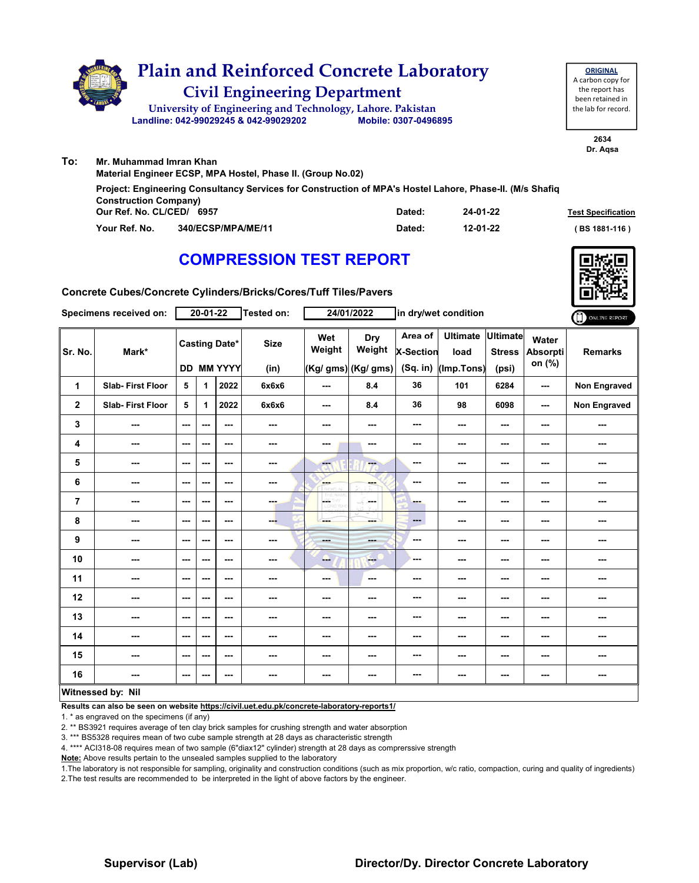# Plain and Reinforced Concrete Laboratory

## Civil Engineering Department

University of Engineering and Technology, Lahore. Pakistan

Landline: 042-99029245 & 042-99029202 Mobile: 0307-0496895

**ORIGINAL**
A carbon copy for the report has been retained in the lab for record.

2634
Dr. Aqsa

**To:** Mr. Muhammad Imran Khan
Material Engineer ECSP, MPA Hostel, Phase II. (Group No.02)

Project: Engineering Consultancy Services for Construction of MPA's Hostel Lahore, Phase-II. (M/s Shafiq Construction Company)

Our Ref. No. CL/CED/ 6957 Dated: 24-01-22

Your Ref. No. 340/ECSP/MPA/ME/11 Dated: 12-01-22

Test Specification ( BS 1881-116 )

# COMPRESSION TEST REPORT

Concrete Cubes/Concrete Cylinders/Bricks/Cores/Tuff Tiles/Pavers

Specimens received on: 20-01-22 Tested on: 24/01/2022 in dry/wet condition

| Sr. No. | Mark* | Casting Date* | | | Size | Wet Weight | Dry Weight | Area of X-Section | Ultimate load | Ultimate Stress | Water Absorption (%) | Remarks |
|---|---|---|---|---|---|---|---|---|---|---|---|---|
| | | DD | MM | YYYY | (in) | (Kg/ gms) | (Kg/ gms) | (Sq. in) | (Imp.Tons) | (psi) | | |
| 1 | Slab- First Floor | 5 | 1 | 2022 | 6x6x6 | --- | 8.4 | 36 | 101 | 6284 | --- | Non Engraved |
| 2 | Slab- First Floor | 5 | 1 | 2022 | 6x6x6 | --- | 8.4 | 36 | 98 | 6098 | --- | Non Engraved |
| 3 | --- | --- | --- | --- | --- | --- | --- | --- | --- | --- | --- | --- |
| 4 | --- | --- | --- | --- | --- | --- | --- | --- | --- | --- | --- | --- |
| 5 | --- | --- | --- | --- | --- | --- | --- | --- | --- | --- | --- | --- |
| 6 | --- | --- | --- | --- | --- | --- | --- | --- | --- | --- | --- | --- |
| 7 | --- | --- | --- | --- | --- | --- | --- | --- | --- | --- | --- | --- |
| 8 | --- | --- | --- | --- | --- | --- | --- | --- | --- | --- | --- | --- |
| 9 | --- | --- | --- | --- | --- | --- | --- | --- | --- | --- | --- | --- |
| 10 | --- | --- | --- | --- | --- | --- | --- | --- | --- | --- | --- | --- |
| 11 | --- | --- | --- | --- | --- | --- | --- | --- | --- | --- | --- | --- |
| 12 | --- | --- | --- | --- | --- | --- | --- | --- | --- | --- | --- | --- |
| 13 | --- | --- | --- | --- | --- | --- | --- | --- | --- | --- | --- | --- |
| 14 | --- | --- | --- | --- | --- | --- | --- | --- | --- | --- | --- | --- |
| 15 | --- | --- | --- | --- | --- | --- | --- | --- | --- | --- | --- | --- |
| 16 | --- | --- | --- | --- | --- | --- | --- | --- | --- | --- | --- | --- |

**Witnessed by: Nil**

**Results can also be seen on website https://civil.uet.edu.pk/concrete-laboratory-reports1/**

1. * as engraved on the specimens (if any)
2. ** BS3921 requires average of ten clay brick samples for crushing strength and water absorption
3. *** BS5328 requires mean of two cube sample strength at 28 days as characteristic strength
4. **** ACI318-08 requires mean of two sample (6"diax12" cylinder) strength at 28 days as comprerssive strength

**Note:** Above results pertain to the unsealed samples supplied to the laboratory

1.The laboratory is not responsible for sampling, originality and construction conditions (such as mix proportion, w/c ratio, compaction, curing and quality of ingredients)
2.The test results are recommended to be interpreted in the light of above factors by the engineer.

**Supervisor (Lab)** **Director/Dy. Director Concrete Laboratory**